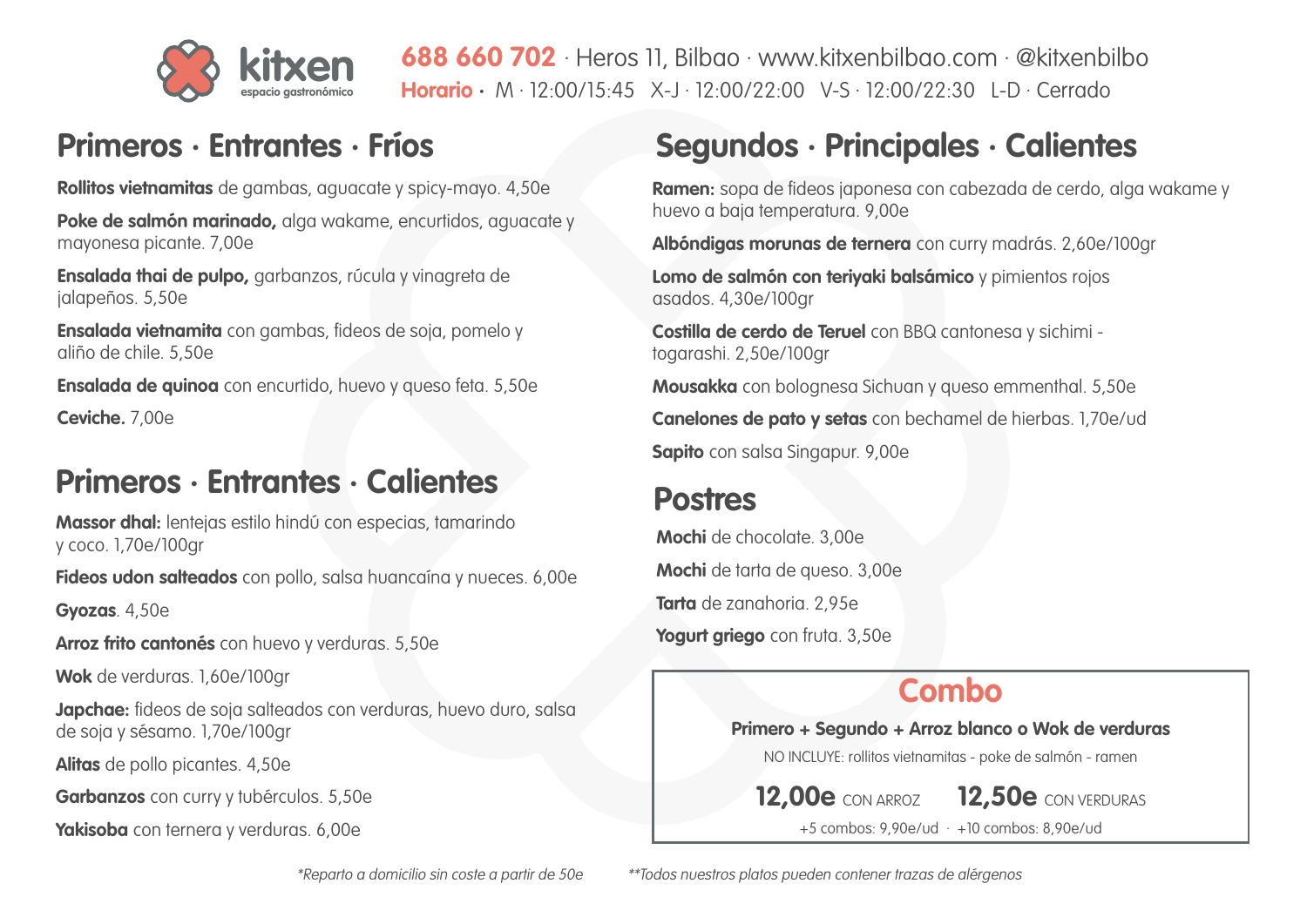# kitxen

espacio gastronómico

**688 660 702** · Heros 11, Bilbao · www.kitxenbilbao.com · @kitxenbilbo

**Horario** · M · 12:00/15:45 X-J · 12:00/22:00 V-S · 12:00/22:30 L-D · Cerrado

## Primeros · Entrantes · Fríos

**Rollitos vietnamitas** de gambas, aguacate y spicy-mayo. 4,50e

**Poke de salmón marinado,** alga wakame, encurtidos, aguacate y mayonesa picante. 7,00e

**Ensalada thai de pulpo,** garbanzos, rúcula y vinagreta de jalapeños. 5,50e

**Ensalada vietnamita** con gambas, fideos de soja, pomelo y aliño de chile. 5,50e

**Ensalada de quinoa** con encurtido, huevo y queso feta. 5,50e

**Ceviche.** 7,00e

## Primeros · Entrantes · Calientes

**Massor dhal:** lentejas estilo hindú con especias, tamarindo y coco. 1,70e/100gr

**Fideos udon salteados** con pollo, salsa huancaína y nueces. 6,00e

**Gyozas**. 4,50e

**Arroz frito cantonés** con huevo y verduras. 5,50e

**Wok** de verduras. 1,60e/100gr

**Japchae:** fideos de soja salteados con verduras, huevo duro, salsa de soja y sésamo. 1,70e/100gr

**Alitas** de pollo picantes. 4,50e

**Garbanzos** con curry y tubérculos. 5,50e

**Yakisoba** con ternera y verduras. 6,00e

## Segundos · Principales · Calientes

**Ramen:** sopa de fideos japonesa con cabezada de cerdo, alga wakame y huevo a baja temperatura. 9,00e

**Albóndigas morunas de ternera** con curry madrás. 2,60e/100gr

**Lomo de salmón con teriyaki balsámico** y pimientos rojos asados. 4,30e/100gr

**Costilla de cerdo de Teruel** con BBQ cantonesa y sichimi - togarashi. 2,50e/100gr

**Mousakka** con bolognesa Sichuan y queso emmenthal. 5,50e

**Canelones de pato y setas** con bechamel de hierbas. 1,70e/ud

**Sapito** con salsa Singapur. 9,00e

## Postres

**Mochi** de chocolate. 3,00e

**Mochi** de tarta de queso. 3,00e

**Tarta** de zanahoria. 2,95e

**Yogurt griego** con fruta. 3,50e

## Combo

**Primero + Segundo + Arroz blanco o Wok de verduras**

NO INCLUYE: rollitos vietnamitas - poke de salmón - ramen

**12,00e** CON ARROZ **12,50e** CON VERDURAS

+5 combos: 9,90e/ud · +10 combos: 8,90e/ud

*\*Reparto a domicilio sin coste a partir de 50e*

*\*\*Todos nuestros platos pueden contener trazas de alérgenos*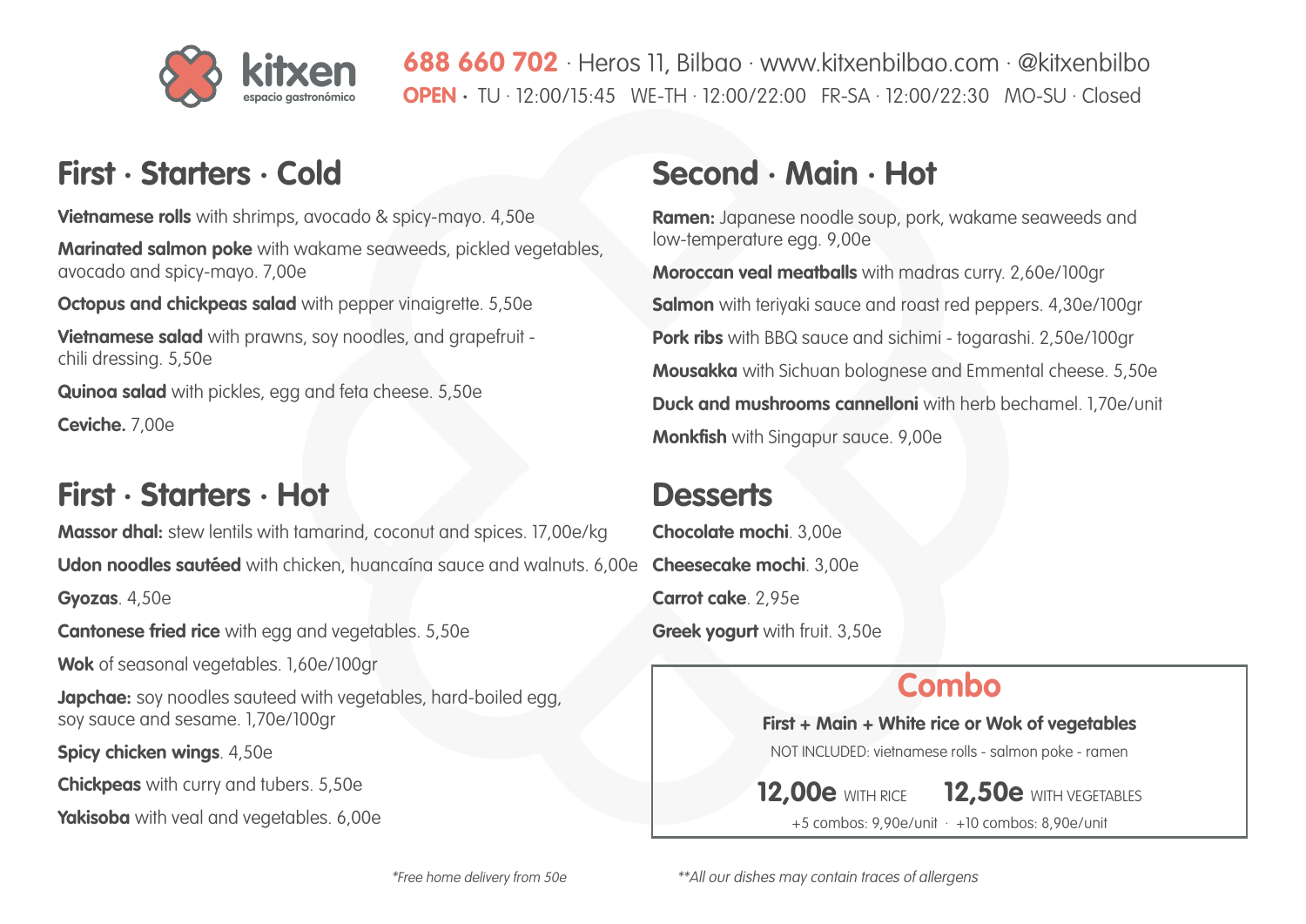**kitxen** espacio gastronómico

**688 660 702** · Heros 11, Bilbao · www.kitxenbilbao.com · @kitxenbilbo

**OPEN** · TU · 12:00/15:45 WE-TH · 12:00/22:00 FR-SA · 12:00/22:30 MO-SU · Closed

## First · Starters · Cold

**Vietnamese rolls** with shrimps, avocado & spicy-mayo. 4,50e

**Marinated salmon poke** with wakame seaweeds, pickled vegetables, avocado and spicy-mayo. 7,00e

**Octopus and chickpeas salad** with pepper vinaigrette. 5,50e

**Vietnamese salad** with prawns, soy noodles, and grapefruit - chili dressing. 5,50e

**Quinoa salad** with pickles, egg and feta cheese. 5,50e

**Ceviche.** 7,00e

## First · Starters · Hot

**Massor dhal:** stew lentils with tamarind, coconut and spices. 17,00e/kg

**Udon noodles sautéed** with chicken, huancaína sauce and walnuts. 6,00e

**Gyozas**. 4,50e

**Cantonese fried rice** with egg and vegetables. 5,50e

**Wok** of seasonal vegetables. 1,60e/100gr

**Japchae:** soy noodles sauteed with vegetables, hard-boiled egg, soy sauce and sesame. 1,70e/100gr

**Spicy chicken wings**. 4,50e

**Chickpeas** with curry and tubers. 5,50e

**Yakisoba** with veal and vegetables. 6,00e

## Second · Main · Hot

**Ramen:** Japanese noodle soup, pork, wakame seaweeds and low-temperature egg. 9,00e

**Moroccan veal meatballs** with madras curry. 2,60e/100gr

**Salmon** with teriyaki sauce and roast red peppers. 4,30e/100gr

**Pork ribs** with BBQ sauce and sichimi - togarashi. 2,50e/100gr

**Mousakka** with Sichuan bolognese and Emmental cheese. 5,50e

**Duck and mushrooms cannelloni** with herb bechamel. 1,70e/unit

**Monkfish** with Singapur sauce. 9,00e

## Desserts

**Chocolate mochi**. 3,00e

**Cheesecake mochi**. 3,00e

**Carrot cake**. 2,95e

**Greek yogurt** with fruit. 3,50e

## Combo

**First + Main + White rice or Wok of vegetables**

NOT INCLUDED: vietnamese rolls - salmon poke - ramen

**12,00e** WITH RICE **12,50e** WITH VEGETABLES

+5 combos: 9,90e/unit · +10 combos: 8,90e/unit

*\*Free home delivery from 50e*

*\*\*All our dishes may contain traces of allergens*